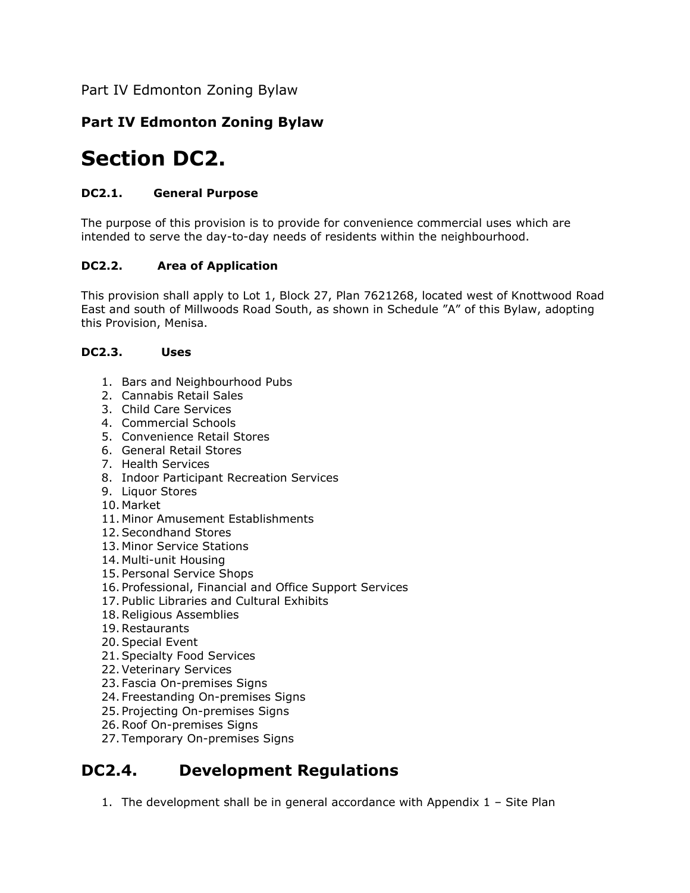Part IV Edmonton Zoning Bylaw

## Part IV Edmonton Zoning Bylaw

# Section DC2.

### DC2.1. General Purpose

The purpose of this provision is to provide for convenience commercial uses which are intended to serve the day-to-day needs of residents within the neighbourhood.

### DC2.2. Area of Application

This provision shall apply to Lot 1, Block 27, Plan 7621268, located west of Knottwood Road East and south of Millwoods Road South, as shown in Schedule "A" of this Bylaw, adopting this Provision, Menisa.

### DC2.3. Uses

1. Bars and Neighbourhood Pubs
2. Cannabis Retail Sales
3. Child Care Services
4. Commercial Schools
5. Convenience Retail Stores
6. General Retail Stores
7. Health Services
8. Indoor Participant Recreation Services
9. Liquor Stores
10. Market
11. Minor Amusement Establishments
12. Secondhand Stores
13. Minor Service Stations
14. Multi-unit Housing
15. Personal Service Shops
16. Professional, Financial and Office Support Services
17. Public Libraries and Cultural Exhibits
18. Religious Assemblies
19. Restaurants
20. Special Event
21. Specialty Food Services
22. Veterinary Services
23. Fascia On-premises Signs
24. Freestanding On-premises Signs
25. Projecting On-premises Signs
26. Roof On-premises Signs
27. Temporary On-premises Signs

## DC2.4. Development Regulations

1. The development shall be in general accordance with Appendix 1 – Site Plan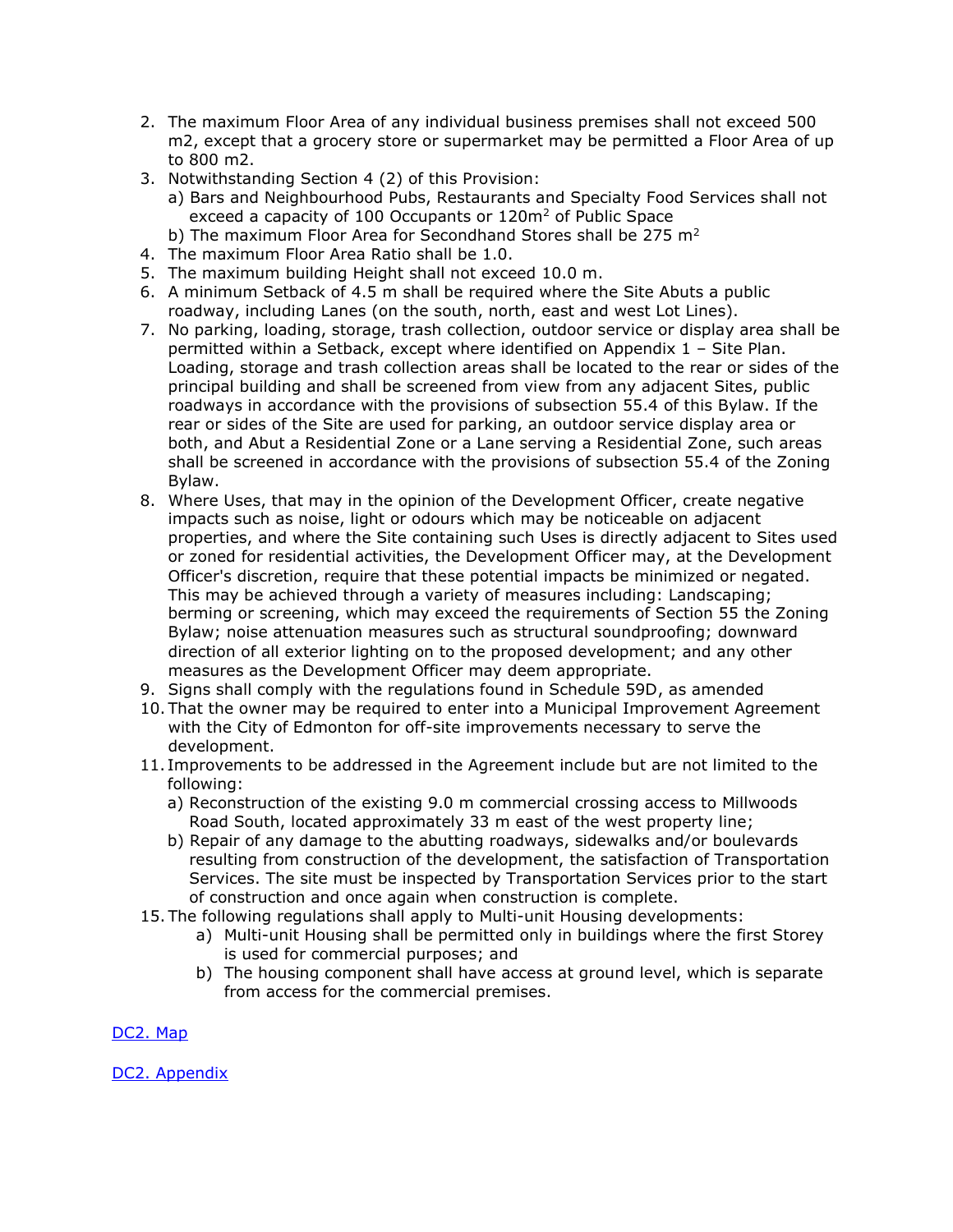2. The maximum Floor Area of any individual business premises shall not exceed 500 m2, except that a grocery store or supermarket may be permitted a Floor Area of up to 800 m2.
3. Notwithstanding Section 4 (2) of this Provision:
   a) Bars and Neighbourhood Pubs, Restaurants and Specialty Food Services shall not exceed a capacity of 100 Occupants or 120m$^2$ of Public Space
   b) The maximum Floor Area for Secondhand Stores shall be 275 m$^2$
4. The maximum Floor Area Ratio shall be 1.0.
5. The maximum building Height shall not exceed 10.0 m.
6. A minimum Setback of 4.5 m shall be required where the Site Abuts a public roadway, including Lanes (on the south, north, east and west Lot Lines).
7. No parking, loading, storage, trash collection, outdoor service or display area shall be permitted within a Setback, except where identified on Appendix 1 – Site Plan. Loading, storage and trash collection areas shall be located to the rear or sides of the principal building and shall be screened from view from any adjacent Sites, public roadways in accordance with the provisions of subsection 55.4 of this Bylaw. If the rear or sides of the Site are used for parking, an outdoor service display area or both, and Abut a Residential Zone or a Lane serving a Residential Zone, such areas shall be screened in accordance with the provisions of subsection 55.4 of the Zoning Bylaw.
8. Where Uses, that may in the opinion of the Development Officer, create negative impacts such as noise, light or odours which may be noticeable on adjacent properties, and where the Site containing such Uses is directly adjacent to Sites used or zoned for residential activities, the Development Officer may, at the Development Officer's discretion, require that these potential impacts be minimized or negated. This may be achieved through a variety of measures including: Landscaping; berming or screening, which may exceed the requirements of Section 55 the Zoning Bylaw; noise attenuation measures such as structural soundproofing; downward direction of all exterior lighting on to the proposed development; and any other measures as the Development Officer may deem appropriate.
9. Signs shall comply with the regulations found in Schedule 59D, as amended
10. That the owner may be required to enter into a Municipal Improvement Agreement with the City of Edmonton for off-site improvements necessary to serve the development.
11. Improvements to be addressed in the Agreement include but are not limited to the following:
    a) Reconstruction of the existing 9.0 m commercial crossing access to Millwoods Road South, located approximately 33 m east of the west property line;
    b) Repair of any damage to the abutting roadways, sidewalks and/or boulevards resulting from construction of the development, the satisfaction of Transportation Services. The site must be inspected by Transportation Services prior to the start of construction and once again when construction is complete.

15. The following regulations shall apply to Multi-unit Housing developments:
    a) Multi-unit Housing shall be permitted only in buildings where the first Storey is used for commercial purposes; and
    b) The housing component shall have access at ground level, which is separate from access for the commercial premises.

DC2. Map

DC2. Appendix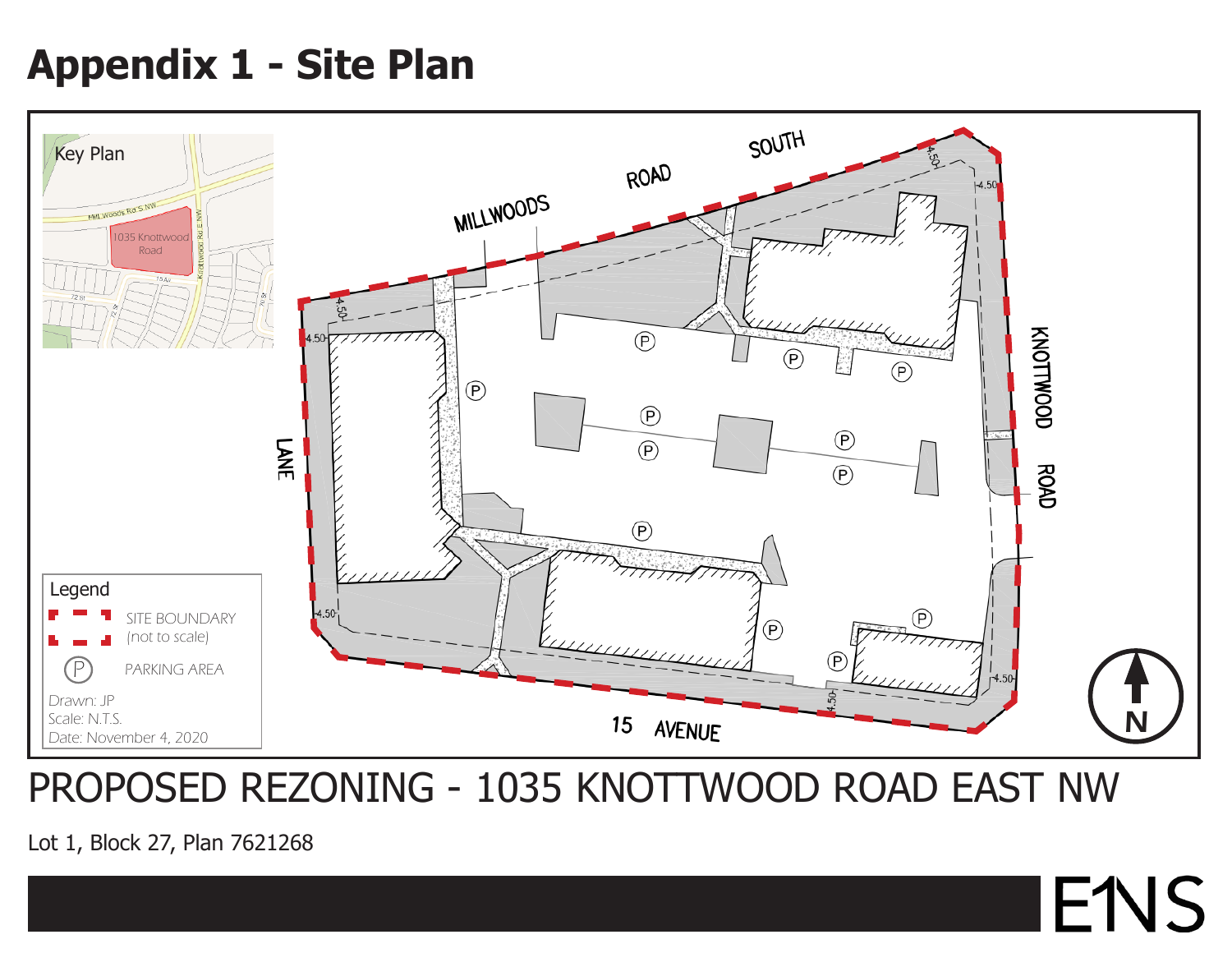# Appendix 1 - Site Plan

Key Plan

Mill Woods Rd S NW

1035 Knottwood Road

Knottwood Rd E NW

15 Av

72 St

MILLWOODS ROAD SOUTH

KNOTTWOOD ROAD

LANE

15 AVENUE

4.50

Legend

SITE BOUNDARY (not to scale)

P PARKING AREA

Drawn: JP
Scale: N.T.S.
Date: November 4, 2020

N

PROPOSED REZONING - 1035 KNOTTWOOD ROAD EAST NW

Lot 1, Block 27, Plan 7621268

E1NS